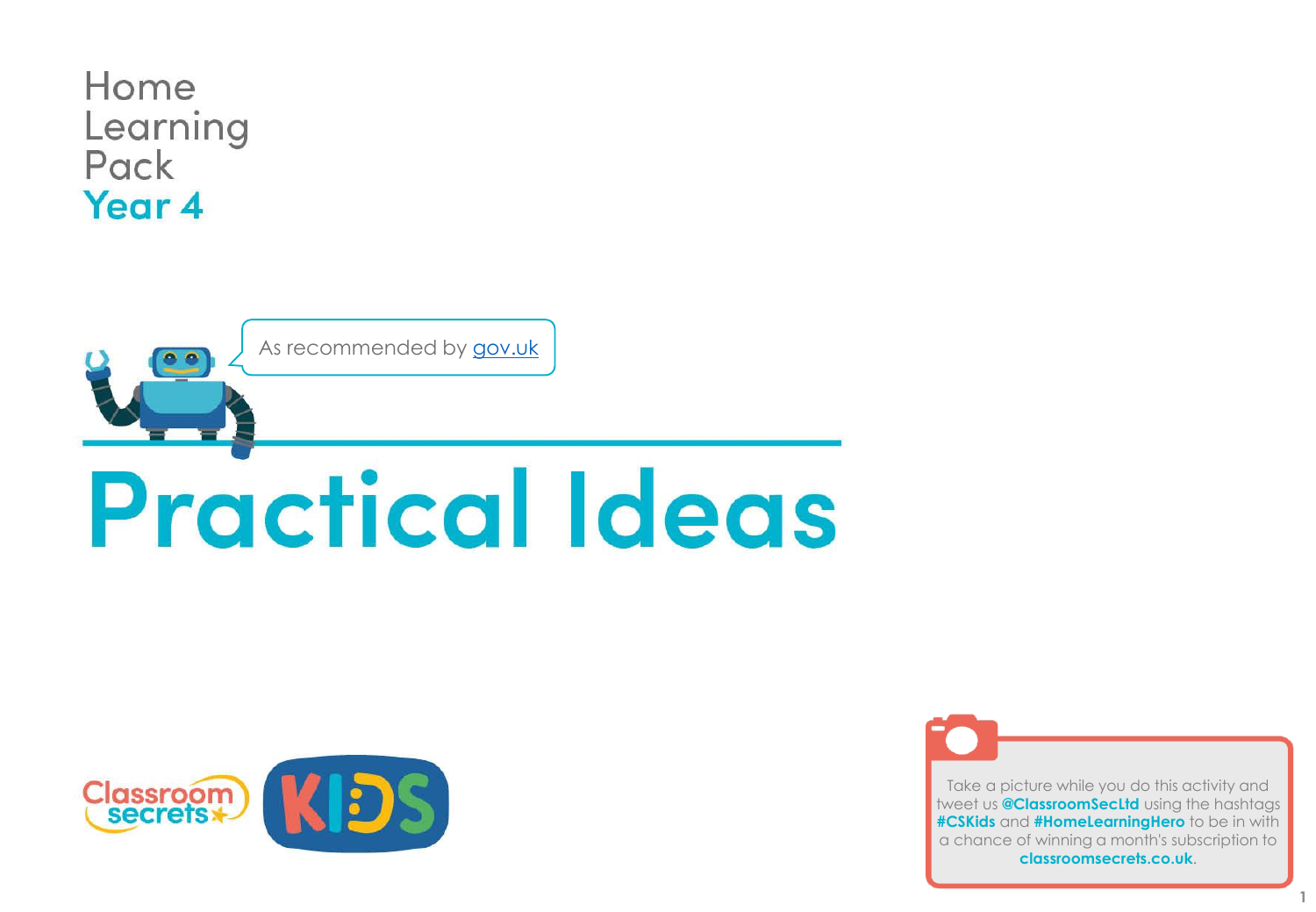Home
Learning
Pack
**Year 4**

As recommended by gov.uk

# Practical Ideas

Classroom secrets

KIDS

Take a picture while you do this activity and tweet us **@ClassroomSecLtd** using the hashtags **#CSKids** and **#HomeLearningHero** to be in with a chance of winning a month's subscription to **classroomsecrets.co.uk**.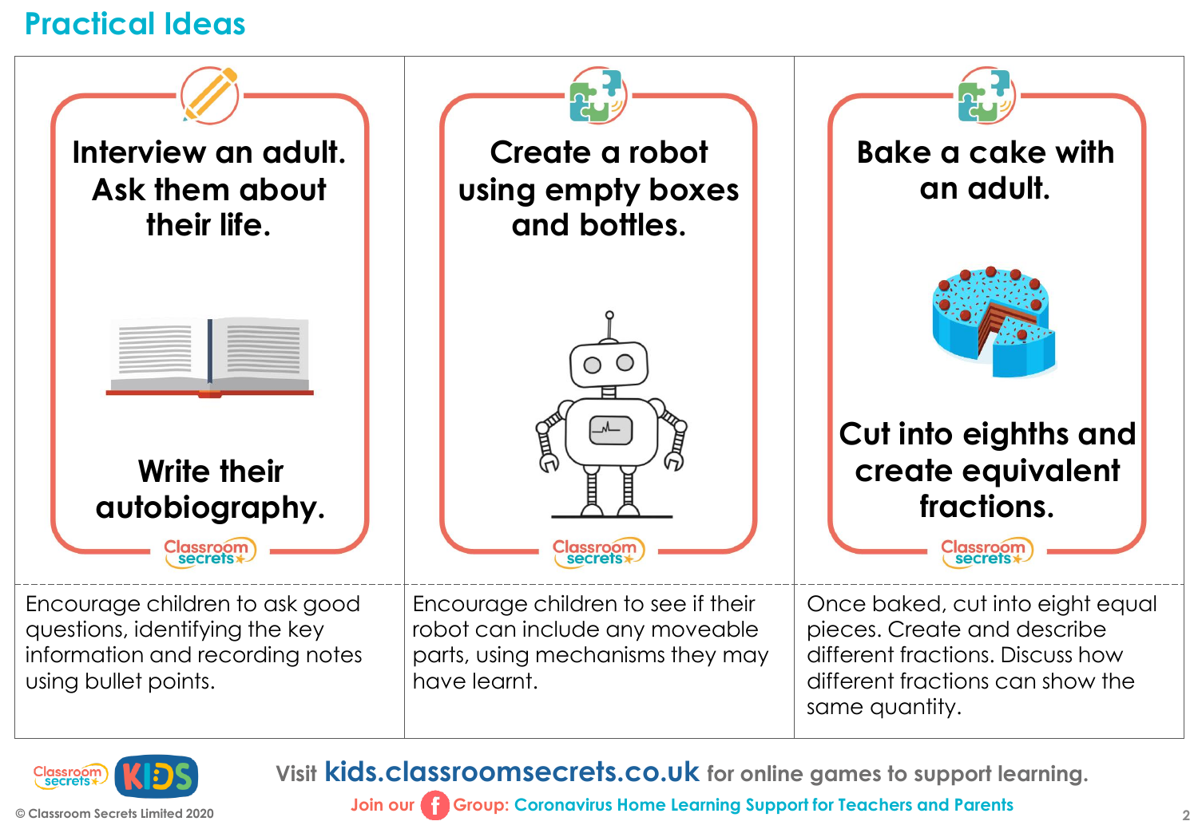## Practical Ideas

| Interview an adult. Ask them about their life. Write their autobiography. | Create a robot using empty boxes and bottles. | Bake a cake with an adult. Cut into eighths and create equivalent fractions. |
| --- | --- | --- |
| Encourage children to ask good questions, identifying the key information and recording notes using bullet points. | Encourage children to see if their robot can include any moveable parts, using mechanisms they may have learnt. | Once baked, cut into eight equal pieces. Create and describe different fractions. Discuss how different fractions can show the same quantity. |

Visit **kids.classroomsecrets.co.uk** for online games to support learning.

Join our Facebook Group: Coronavirus Home Learning Support for Teachers and Parents

© Classroom Secrets Limited 2020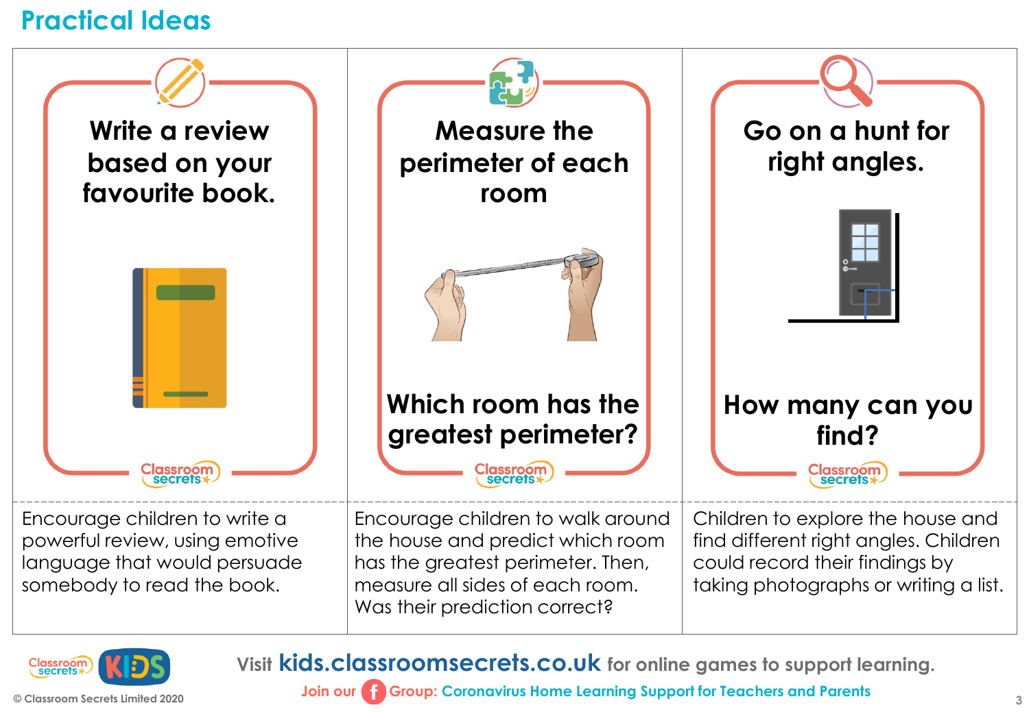## Practical Ideas

| Write a review based on your favourite book. | Measure the perimeter of each room. Which room has the greatest perimeter? | Go on a hunt for right angles. How many can you find? |
|---|---|---|
| Encourage children to write a powerful review, using emotive language that would persuade somebody to read the book. | Encourage children to walk around the house and predict which room has the greatest perimeter. Then, measure all sides of each room. Was their prediction correct? | Children to explore the house and find different right angles. Children could record their findings by taking photographs or writing a list. |

Visit **kids.classroomsecrets.co.uk** for online games to support learning.

Join our Group: Coronavirus Home Learning Support for Teachers and Parents

© Classroom Secrets Limited 2020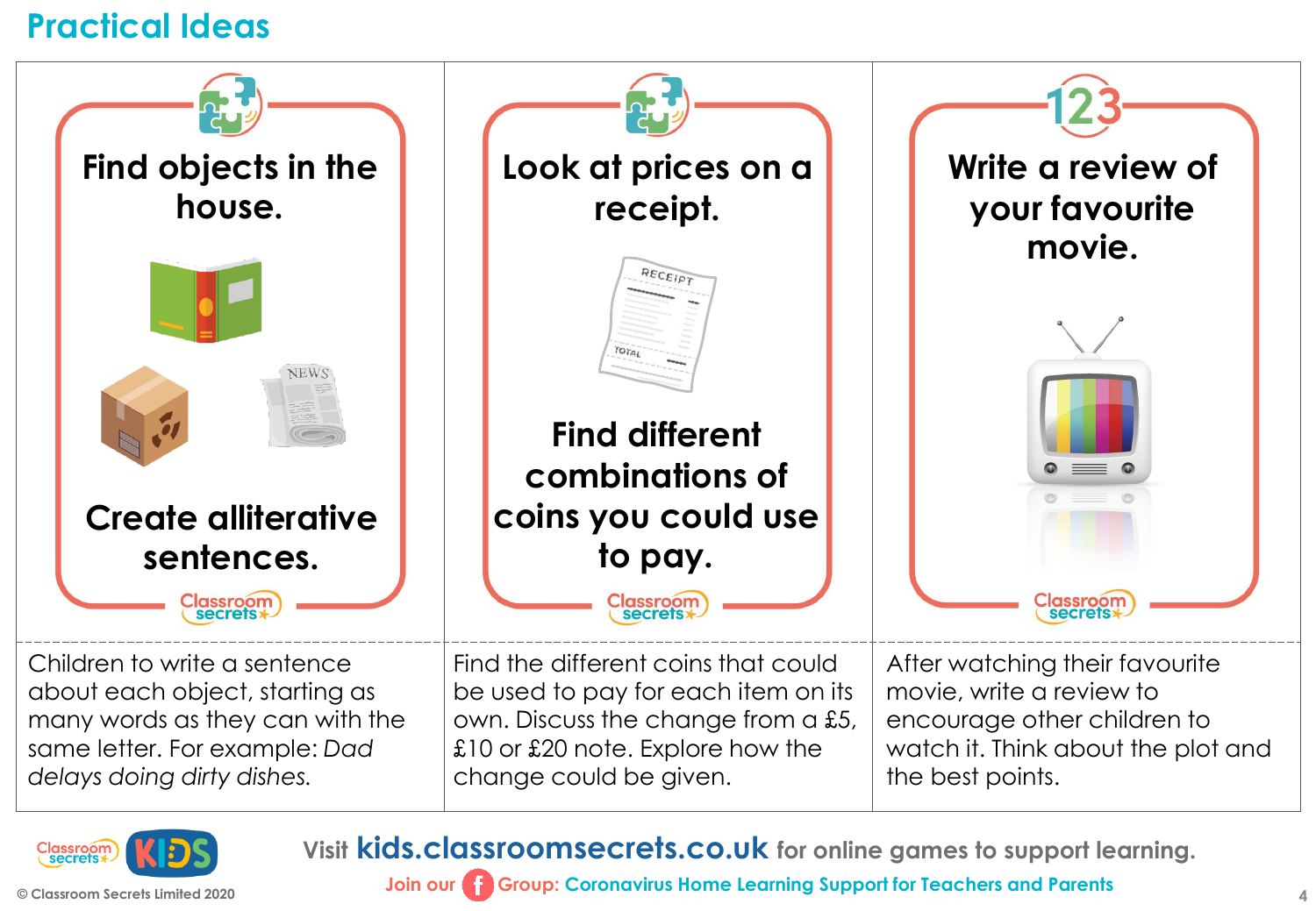## Practical Ideas

| Find objects in the house. Create alliterative sentences. | Look at prices on a receipt. Find different combinations of coins you could use to pay. | Write a review of your favourite movie. |
| --- | --- | --- |
| Children to write a sentence about each object, starting as many words as they can with the same letter. For example: *Dad delays doing dirty dishes.* | Find the different coins that could be used to pay for each item on its own. Discuss the change from a £5, £10 or £20 note. Explore how the change could be given. | After watching their favourite movie, write a review to encourage other children to watch it. Think about the plot and the best points. |

Visit **kids.classroomsecrets.co.uk** for online games to support learning.

Join our Group: Coronavirus Home Learning Support for Teachers and Parents

© Classroom Secrets Limited 2020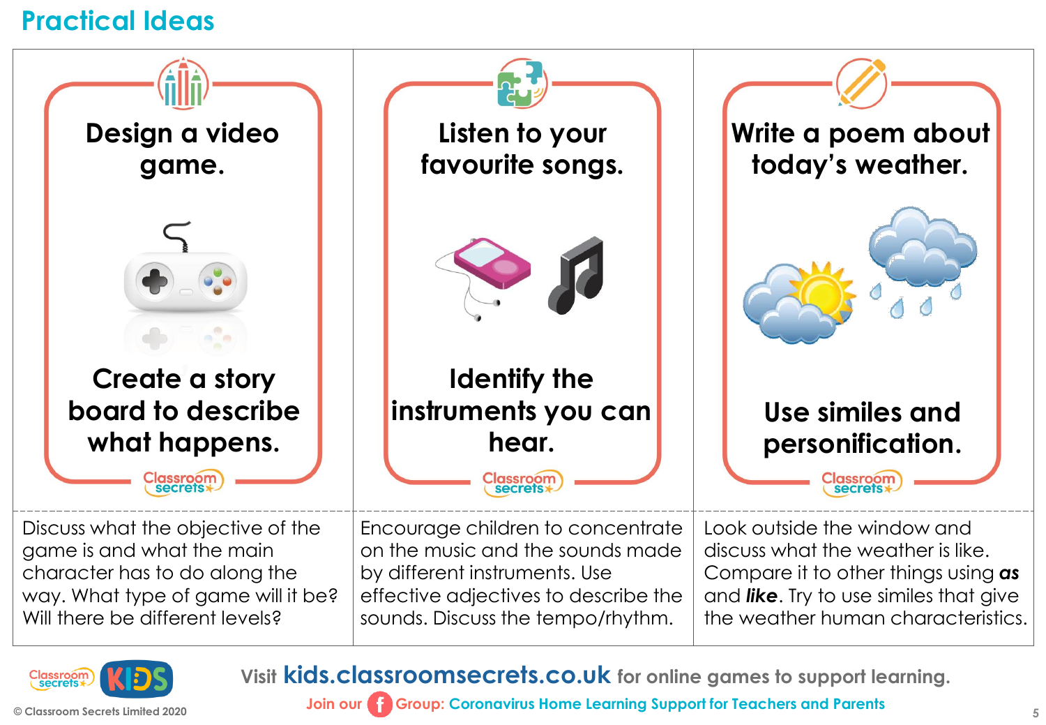# Practical Ideas

## Design a video game.

**Create a story board to describe what happens.**

Discuss what the objective of the game is and what the main character has to do along the way. What type of game will it be? Will there be different levels?

## Listen to your favourite songs.

**Identify the instruments you can hear.**

Encourage children to concentrate on the music and the sounds made by different instruments. Use effective adjectives to describe the sounds. Discuss the tempo/rhythm.

## Write a poem about today's weather.

**Use similes and personification.**

Look outside the window and discuss what the weather is like. Compare it to other things using ***as*** and ***like***. Try to use similes that give the weather human characteristics.

Visit **kids.classroomsecrets.co.uk** for online games to support learning.

Join our Group: Coronavirus Home Learning Support for Teachers and Parents

© Classroom Secrets Limited 2020